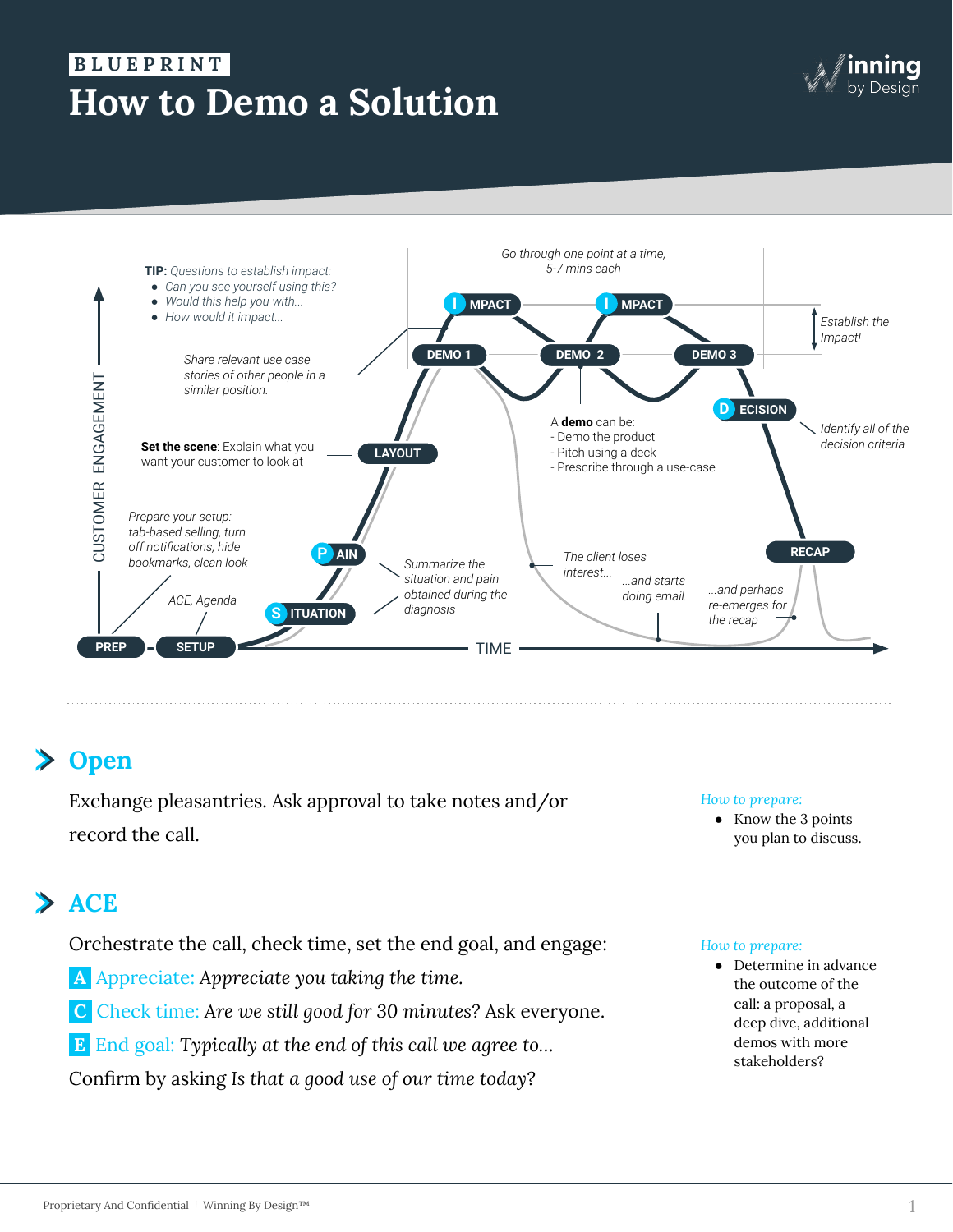BLUEPRINT

# How to Demo a Solution

TIP: *Questions to establish impact:*
- *Can you see yourself using this?*
- *Would this help you with...*
- *How would it impact...*

*Share relevant use case stories of other people in a similar position.*

*Go through one point at a time, 5-7 mins each*

IMPACT — DEMO 1 — IMPACT — DEMO 2 — DEMO 3

*Establish the Impact!*

**Set the scene**: Explain what you want your customer to look at — LAYOUT

A **demo** can be:
- Demo the product
- Pitch using a deck
- Prescribe through a use-case

DECISION — *Identify all of the decision criteria*

*Prepare your setup: tab-based selling, turn off notifications, hide bookmarks, clean look*

PAIN

SITUATION — *Summarize the situation and pain obtained during the diagnosis*

*The client loses interest...* *...and starts doing email.* *...and perhaps re-emerges for the recap*

RECAP

*ACE, Agenda*

PREP — SETUP — TIME

CUSTOMER ENGAGEMENT

## Open

Exchange pleasantries. Ask approval to take notes and/or record the call.

*How to prepare:*
- Know the 3 points you plan to discuss.

## ACE

Orchestrate the call, check time, set the end goal, and engage:

**A** Appreciate: *Appreciate you taking the time.*

**C** Check time: *Are we still good for 30 minutes?* Ask everyone.

**E** End goal: *Typically at the end of this call we agree to...*

Confirm by asking *Is that a good use of our time today?*

*How to prepare:*
- Determine in advance the outcome of the call: a proposal, a deep dive, additional demos with more stakeholders?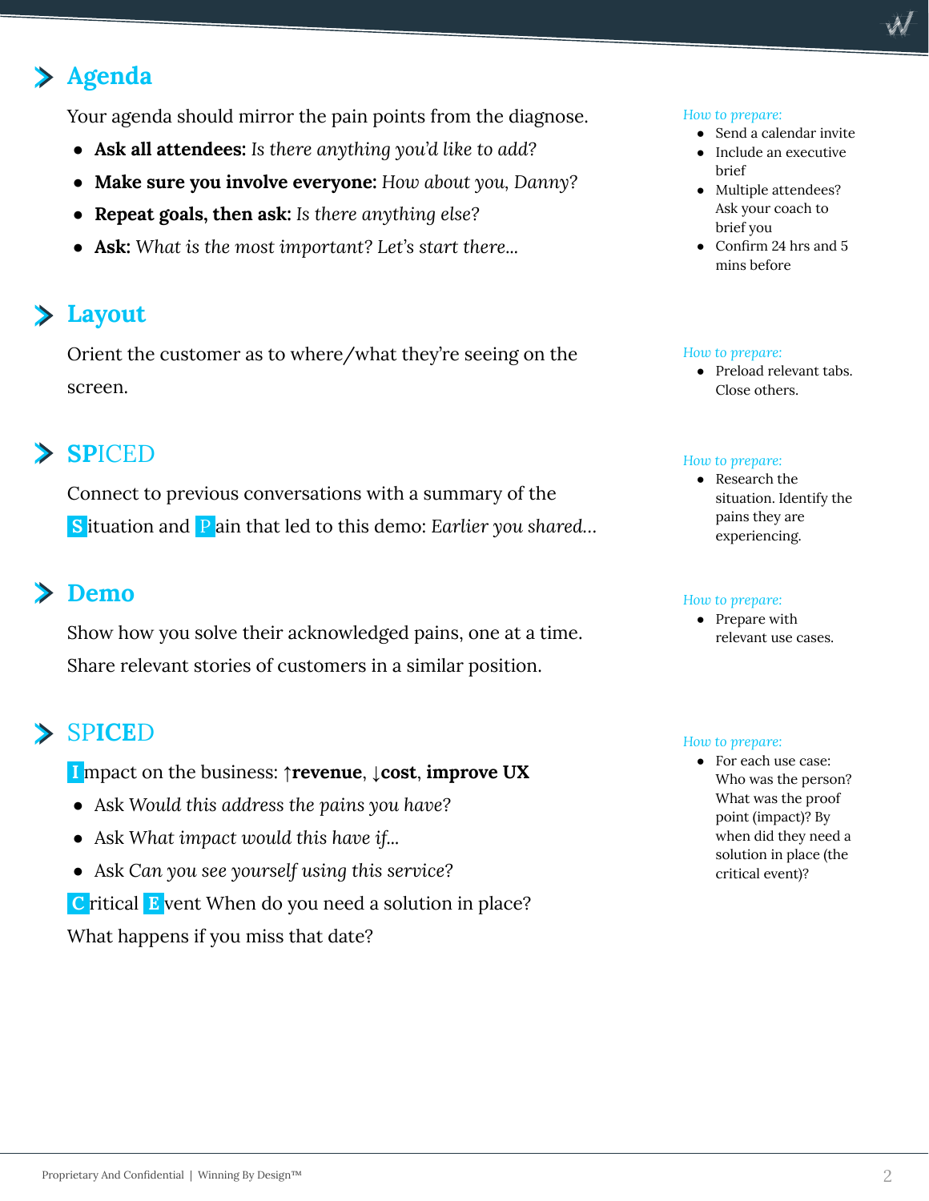## Agenda

Your agenda should mirror the pain points from the diagnose.

- **Ask all attendees:** *Is there anything you'd like to add?*
- **Make sure you involve everyone:** *How about you, Danny?*
- **Repeat goals, then ask:** *Is there anything else?*
- **Ask:** *What is the most important? Let's start there...*

*How to prepare:*

- Send a calendar invite
- Include an executive brief
- Multiple attendees? Ask your coach to brief you
- Confirm 24 hrs and 5 mins before

## Layout

Orient the customer as to where/what they're seeing on the screen.

*How to prepare:*

- Preload relevant tabs. Close others.

## SPICED

Connect to previous conversations with a summary of the **S**ituation and **P**ain that led to this demo: *Earlier you shared...*

*How to prepare:*

- Research the situation. Identify the pains they are experiencing.

## Demo

Show how you solve their acknowledged pains, one at a time. Share relevant stories of customers in a similar position.

*How to prepare:*

- Prepare with relevant use cases.

## SPICED

**I**mpact on the business: ↑**revenue**, ↓**cost**, **improve UX**

- Ask *Would this address the pains you have?*
- Ask *What impact would this have if...*
- Ask *Can you see yourself using this service?*

**C**ritical **E**vent When do you need a solution in place? What happens if you miss that date?

*How to prepare:*

- For each use case: Who was the person? What was the proof point (impact)? By when did they need a solution in place (the critical event)?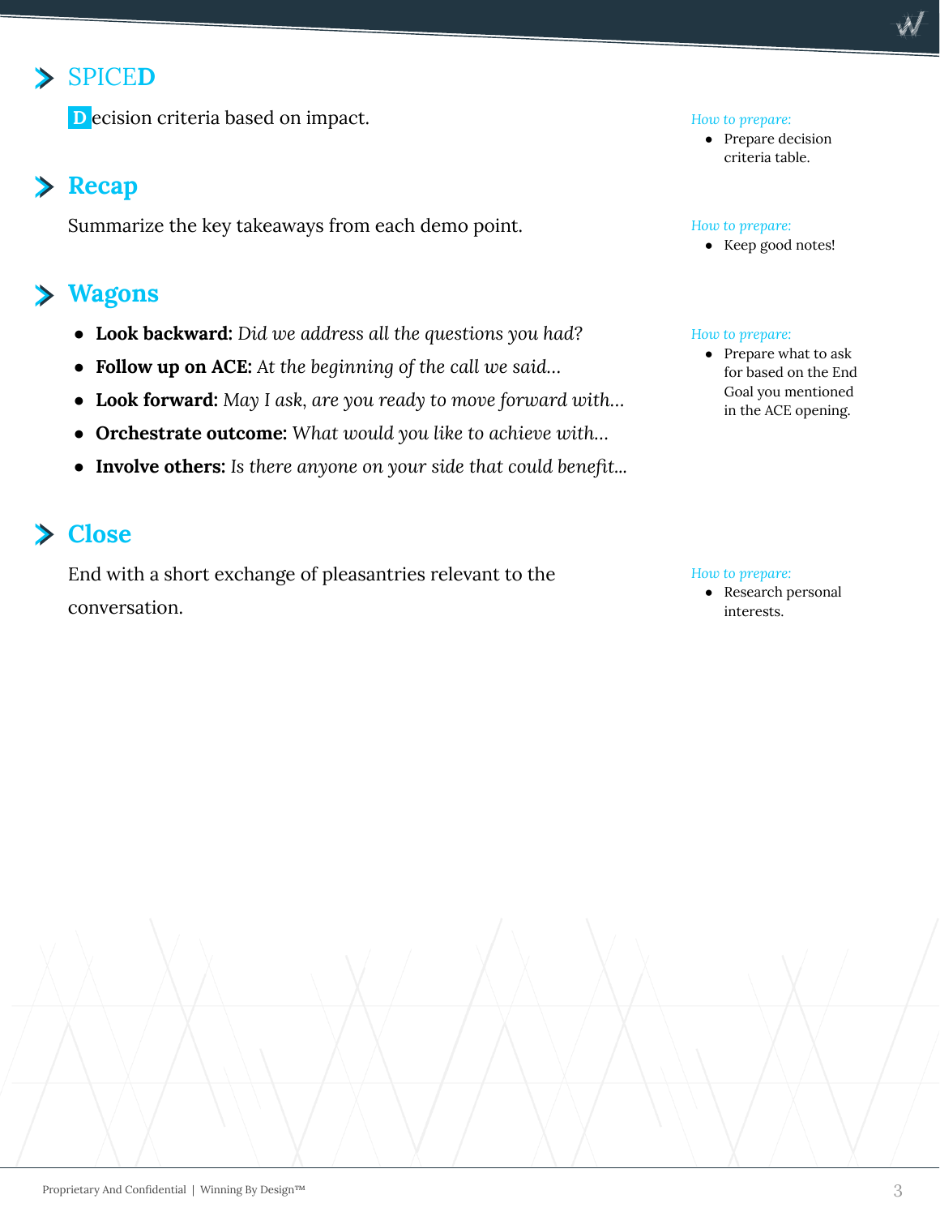## SPICED

**D**ecision criteria based on impact.

*How to prepare:*

- Prepare decision criteria table.

## Recap

Summarize the key takeaways from each demo point.

*How to prepare:*

- Keep good notes!

## Wagons

- **Look backward:** *Did we address all the questions you had?*
- **Follow up on ACE:** *At the beginning of the call we said…*
- **Look forward:** *May I ask, are you ready to move forward with…*
- **Orchestrate outcome:** *What would you like to achieve with…*
- **Involve others:** *Is there anyone on your side that could benefit…*

*How to prepare:*

- Prepare what to ask for based on the End Goal you mentioned in the ACE opening.

## Close

End with a short exchange of pleasantries relevant to the conversation.

*How to prepare:*

- Research personal interests.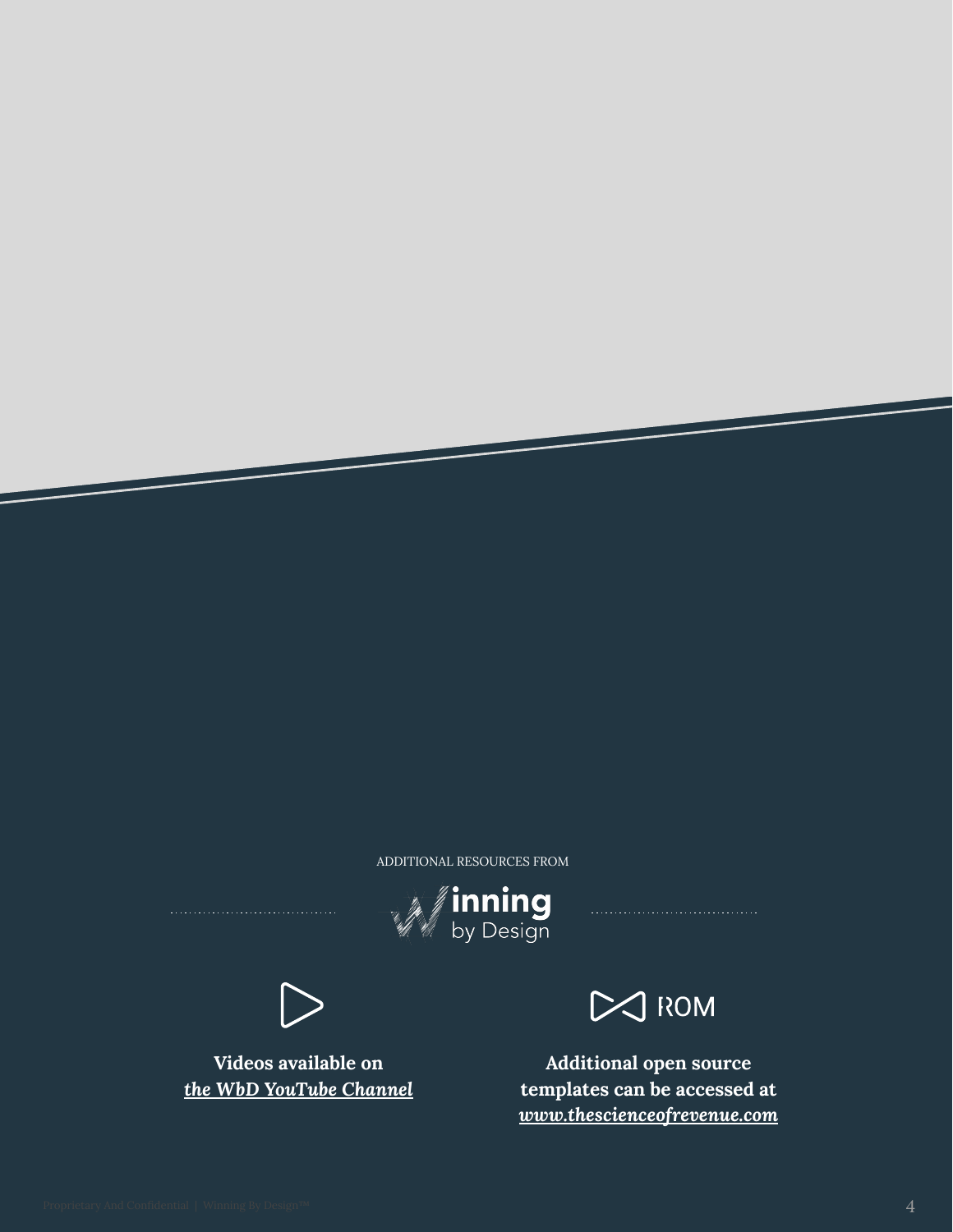ADDITIONAL RESOURCES FROM

Winning by Design

**Videos available on**
***the WbD YouTube Channel***

ROM

**Additional open source templates can be accessed at**
***www.thescienceofrevenue.com***